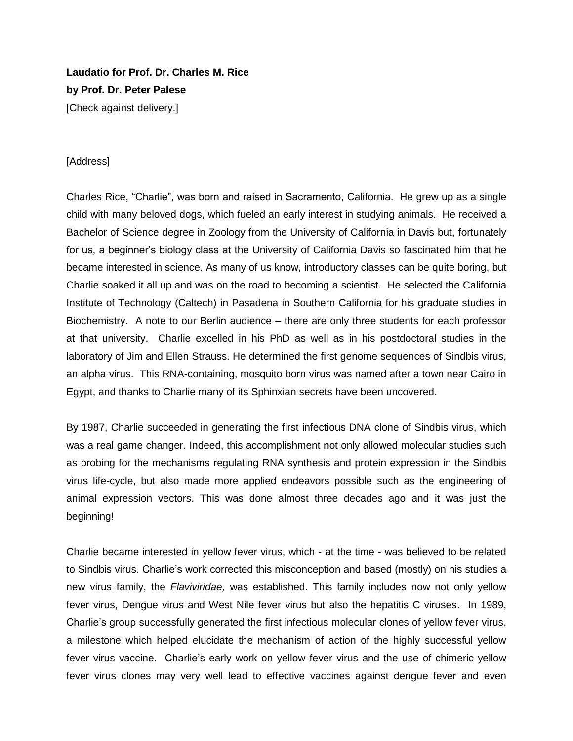**Laudatio for Prof. Dr. Charles M. Rice**

**by Prof. Dr. Peter Palese**

[Check against delivery.]

[Address]

Charles Rice, “Charlie”, was born and raised in Sacramento, California. He grew up as a single child with many beloved dogs, which fueled an early interest in studying animals. He received a Bachelor of Science degree in Zoology from the University of California in Davis but, fortunately for us, a beginner’s biology class at the University of California Davis so fascinated him that he became interested in science. As many of us know, introductory classes can be quite boring, but Charlie soaked it all up and was on the road to becoming a scientist. He selected the California Institute of Technology (Caltech) in Pasadena in Southern California for his graduate studies in Biochemistry. A note to our Berlin audience – there are only three students for each professor at that university. Charlie excelled in his PhD as well as in his postdoctoral studies in the laboratory of Jim and Ellen Strauss. He determined the first genome sequences of Sindbis virus, an alpha virus. This RNA-containing, mosquito born virus was named after a town near Cairo in Egypt, and thanks to Charlie many of its Sphinxian secrets have been uncovered.

By 1987, Charlie succeeded in generating the first infectious DNA clone of Sindbis virus, which was a real game changer. Indeed, this accomplishment not only allowed molecular studies such as probing for the mechanisms regulating RNA synthesis and protein expression in the Sindbis virus life-cycle, but also made more applied endeavors possible such as the engineering of animal expression vectors. This was done almost three decades ago and it was just the beginning!

Charlie became interested in yellow fever virus, which - at the time - was believed to be related to Sindbis virus. Charlie’s work corrected this misconception and based (mostly) on his studies a new virus family, the *Flaviviridae,* was established. This family includes now not only yellow fever virus, Dengue virus and West Nile fever virus but also the hepatitis C viruses. In 1989, Charlie’s group successfully generated the first infectious molecular clones of yellow fever virus, a milestone which helped elucidate the mechanism of action of the highly successful yellow fever virus vaccine. Charlie’s early work on yellow fever virus and the use of chimeric yellow fever virus clones may very well lead to effective vaccines against dengue fever and even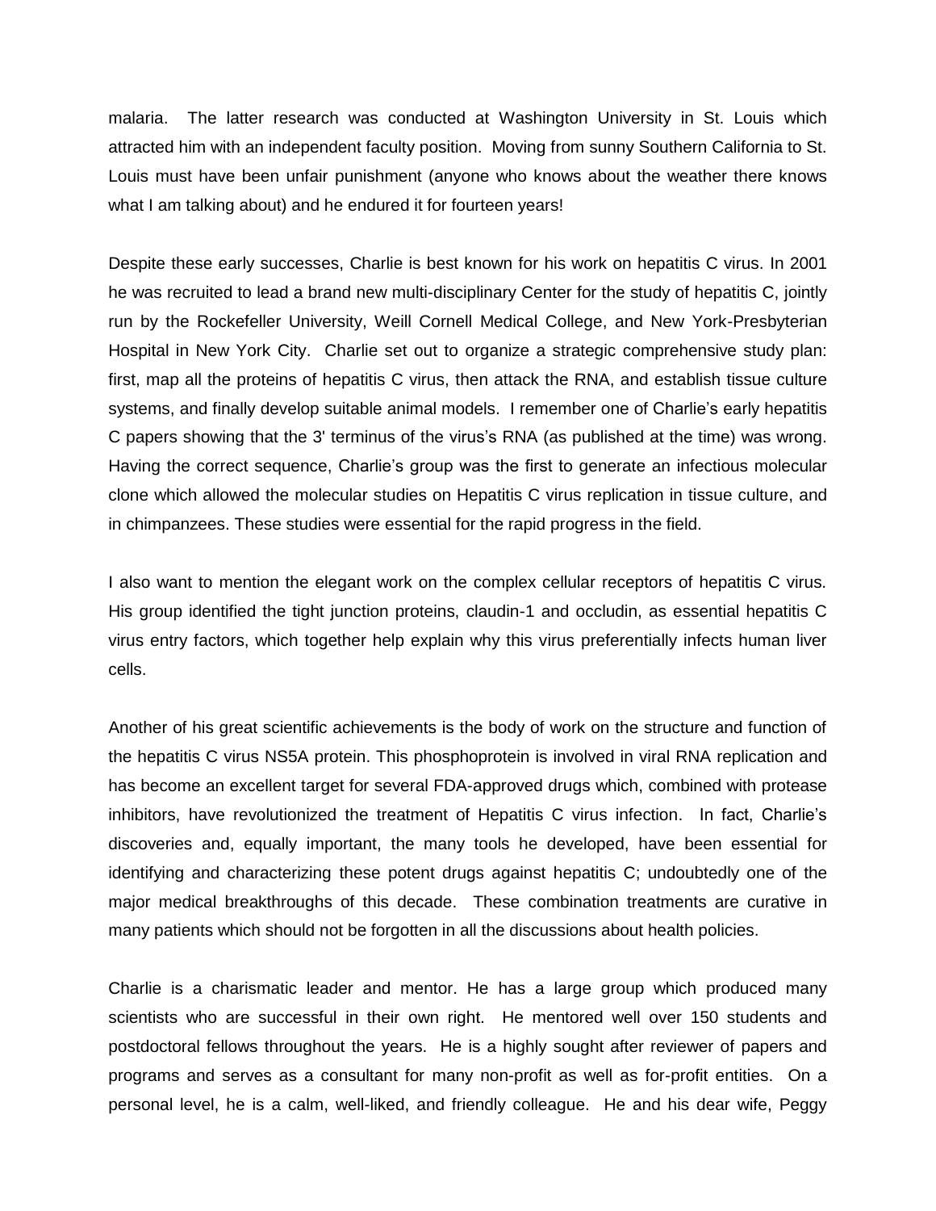malaria. The latter research was conducted at Washington University in St. Louis which attracted him with an independent faculty position. Moving from sunny Southern California to St. Louis must have been unfair punishment (anyone who knows about the weather there knows what I am talking about) and he endured it for fourteen years!

Despite these early successes, Charlie is best known for his work on hepatitis C virus. In 2001 he was recruited to lead a brand new multi-disciplinary Center for the study of hepatitis C, jointly run by the Rockefeller University, Weill Cornell Medical College, and New York-Presbyterian Hospital in New York City. Charlie set out to organize a strategic comprehensive study plan: first, map all the proteins of hepatitis C virus, then attack the RNA, and establish tissue culture systems, and finally develop suitable animal models. I remember one of Charlie's early hepatitis C papers showing that the 3' terminus of the virus's RNA (as published at the time) was wrong. Having the correct sequence, Charlie's group was the first to generate an infectious molecular clone which allowed the molecular studies on Hepatitis C virus replication in tissue culture, and in chimpanzees. These studies were essential for the rapid progress in the field.

I also want to mention the elegant work on the complex cellular receptors of hepatitis C virus. His group identified the tight junction proteins, claudin-1 and occludin, as essential hepatitis C virus entry factors, which together help explain why this virus preferentially infects human liver cells.

Another of his great scientific achievements is the body of work on the structure and function of the hepatitis C virus NS5A protein. This phosphoprotein is involved in viral RNA replication and has become an excellent target for several FDA-approved drugs which, combined with protease inhibitors, have revolutionized the treatment of Hepatitis C virus infection. In fact, Charlie's discoveries and, equally important, the many tools he developed, have been essential for identifying and characterizing these potent drugs against hepatitis C; undoubtedly one of the major medical breakthroughs of this decade. These combination treatments are curative in many patients which should not be forgotten in all the discussions about health policies.

Charlie is a charismatic leader and mentor. He has a large group which produced many scientists who are successful in their own right. He mentored well over 150 students and postdoctoral fellows throughout the years. He is a highly sought after reviewer of papers and programs and serves as a consultant for many non-profit as well as for-profit entities. On a personal level, he is a calm, well-liked, and friendly colleague. He and his dear wife, Peggy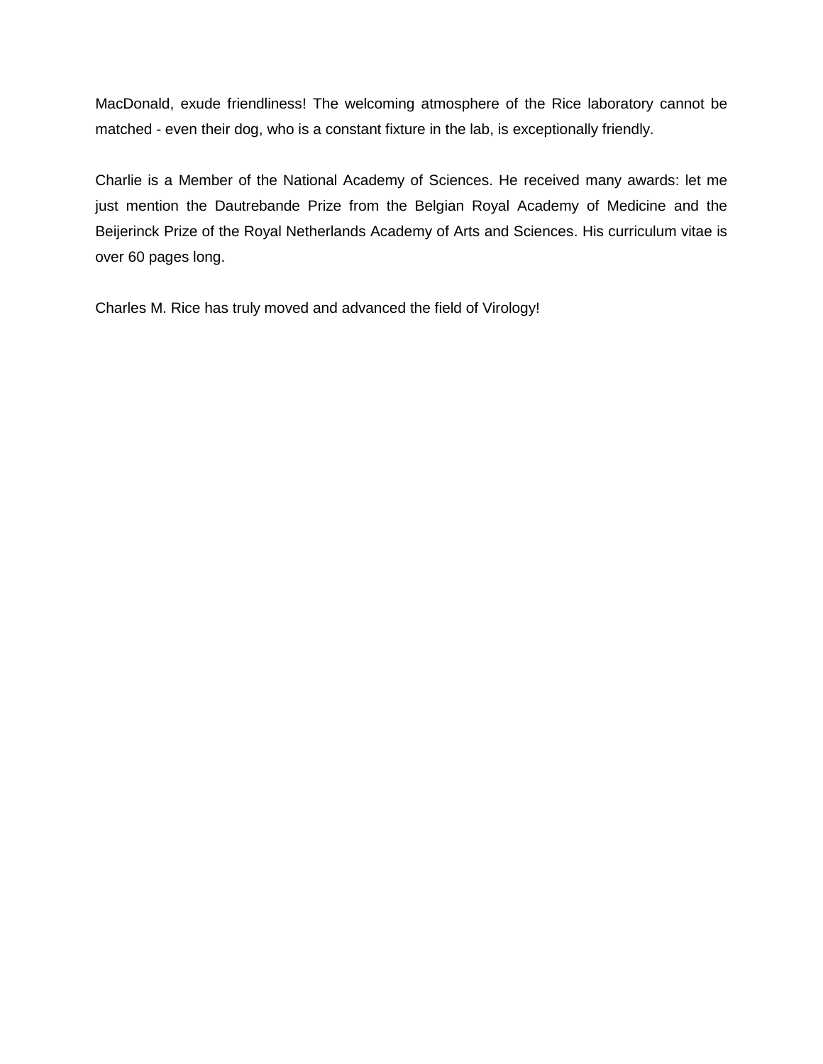MacDonald, exude friendliness! The welcoming atmosphere of the Rice laboratory cannot be matched - even their dog, who is a constant fixture in the lab, is exceptionally friendly.

Charlie is a Member of the National Academy of Sciences. He received many awards: let me just mention the Dautrebande Prize from the Belgian Royal Academy of Medicine and the Beijerinck Prize of the Royal Netherlands Academy of Arts and Sciences. His curriculum vitae is over 60 pages long.

Charles M. Rice has truly moved and advanced the field of Virology!